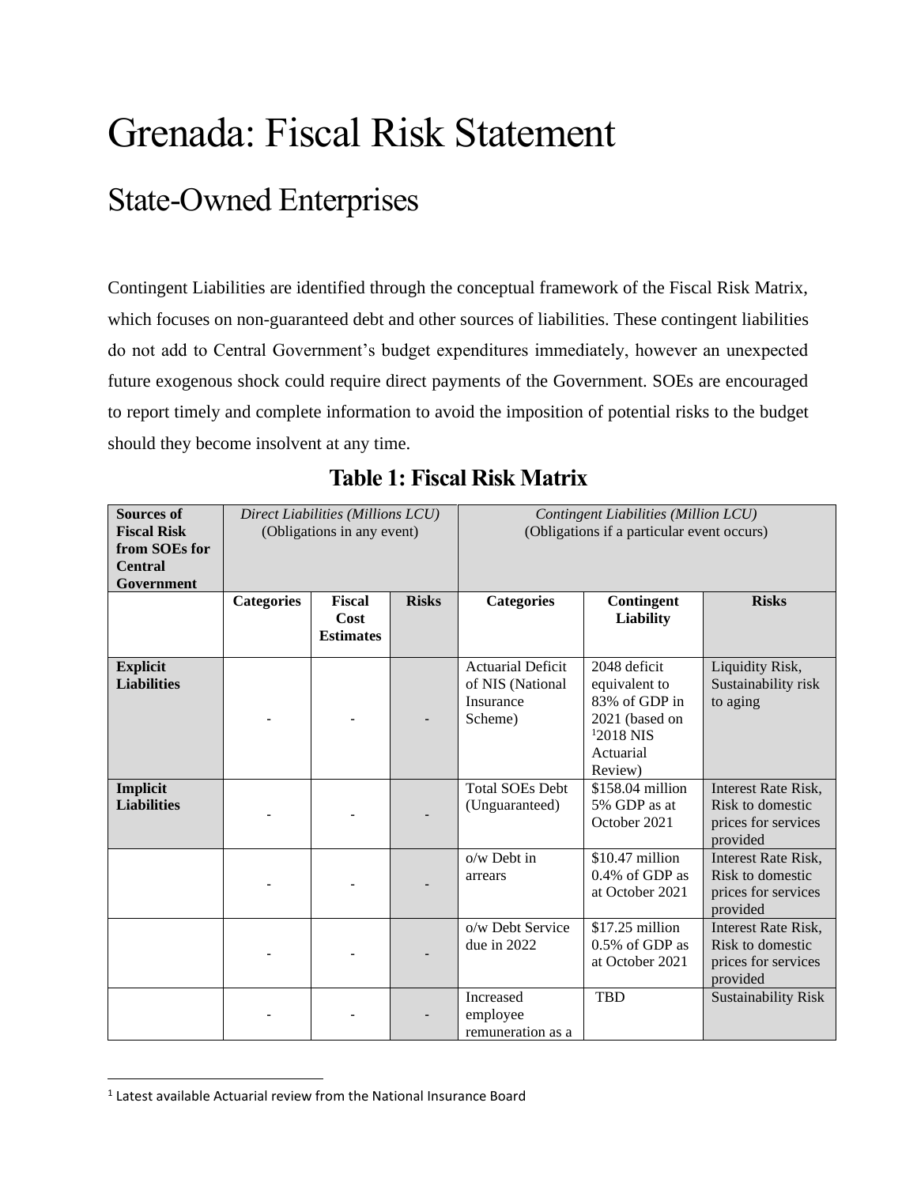# Grenada: Fiscal Risk Statement

## State-Owned Enterprises

Contingent Liabilities are identified through the conceptual framework of the Fiscal Risk Matrix, which focuses on non-guaranteed debt and other sources of liabilities. These contingent liabilities do not add to Central Government's budget expenditures immediately, however an unexpected future exogenous shock could require direct payments of the Government. SOEs are encouraged to report timely and complete information to avoid the imposition of potential risks to the budget should they become insolvent at any time.

### Table 1: Fiscal Risk Matrix

| **Sources of Fiscal Risk from SOEs for Central Government** | *Direct Liabilities (Millions LCU)* (Obligations in any event) | | | *Contingent Liabilities (Million LCU)* (Obligations if a particular event occurs) | | |
|---|---|---|---|---|---|---|
| | **Categories** | **Fiscal Cost Estimates** | **Risks** | **Categories** | **Contingent Liability** | **Risks** |
| **Explicit Liabilities** | - | - | - | Actuarial Deficit of NIS (National Insurance Scheme) | 2048 deficit equivalent to 83% of GDP in 2021 (based on [1]2018 NIS Actuarial Review) | Liquidity Risk, Sustainability risk to aging |
| **Implicit Liabilities** | - | - | - | Total SOEs Debt (Unguaranteed) | $158.04 million 5% GDP as at October 2021 | Interest Rate Risk, Risk to domestic prices for services provided |
| | - | - | - | o/w Debt in arrears | $10.47 million 0.4% of GDP as at October 2021 | Interest Rate Risk, Risk to domestic prices for services provided |
| | - | - | - | o/w Debt Service due in 2022 | $17.25 million 0.5% of GDP as at October 2021 | Interest Rate Risk, Risk to domestic prices for services provided |
| | - | - | - | Increased employee remuneration as a | TBD | Sustainability Risk |

[1] Latest available Actuarial review from the National Insurance Board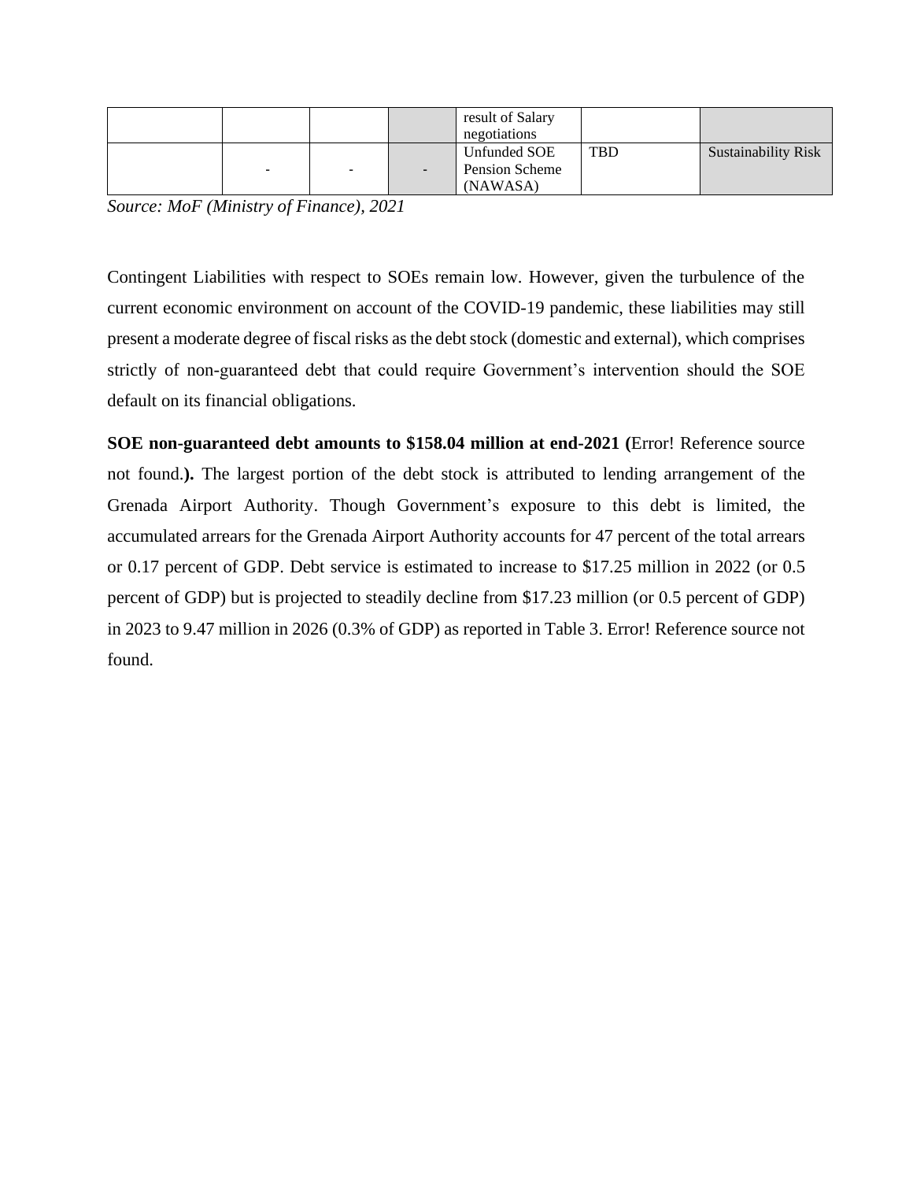|  |  |  |  | result of Salary negotiations |  |  |
| --- | --- | --- | --- | --- | --- | --- |
|  | - | - | - | Unfunded SOE Pension Scheme (NAWASA) | TBD | Sustainability Risk |

*Source: MoF (Ministry of Finance), 2021*

Contingent Liabilities with respect to SOEs remain low. However, given the turbulence of the current economic environment on account of the COVID-19 pandemic, these liabilities may still present a moderate degree of fiscal risks as the debt stock (domestic and external), which comprises strictly of non-guaranteed debt that could require Government's intervention should the SOE default on its financial obligations.

**SOE non-guaranteed debt amounts to $158.04 million at end-2021 (**Error! Reference source not found.**).** The largest portion of the debt stock is attributed to lending arrangement of the Grenada Airport Authority. Though Government's exposure to this debt is limited, the accumulated arrears for the Grenada Airport Authority accounts for 47 percent of the total arrears or 0.17 percent of GDP. Debt service is estimated to increase to $17.25 million in 2022 (or 0.5 percent of GDP) but is projected to steadily decline from $17.23 million (or 0.5 percent of GDP) in 2023 to 9.47 million in 2026 (0.3% of GDP) as reported in Table 3. Error! Reference source not found.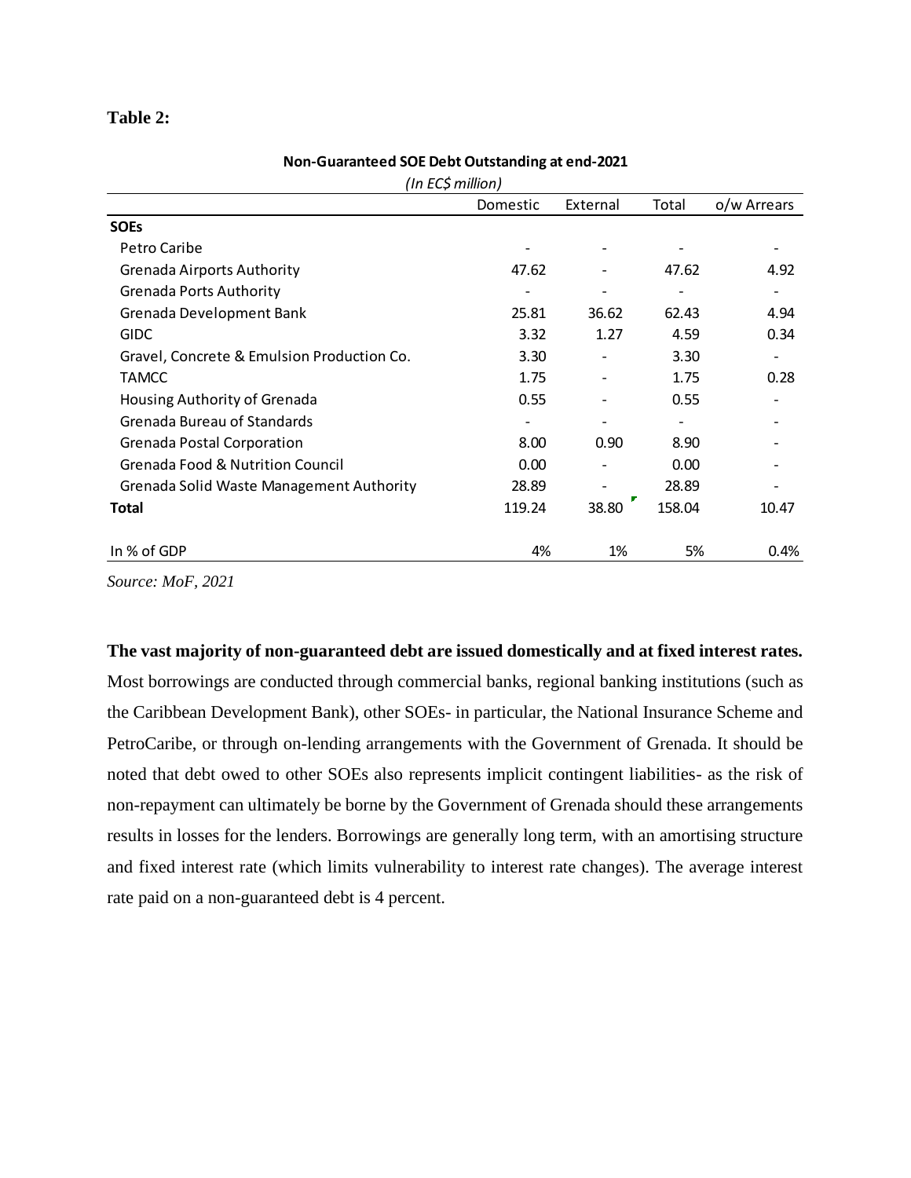**Table 2:**

**Non-Guaranteed SOE Debt Outstanding at end-2021**

*(In EC$ million)*

| | Domestic | External | Total | o/w Arrears |
|---|---|---|---|---|
| **SOEs** | | | | |
| Petro Caribe | - | - | - | - |
| Grenada Airports Authority | 47.62 | - | 47.62 | 4.92 |
| Grenada Ports Authority | - | - | - | - |
| Grenada Development Bank | 25.81 | 36.62 | 62.43 | 4.94 |
| GIDC | 3.32 | 1.27 | 4.59 | 0.34 |
| Gravel, Concrete & Emulsion Production Co. | 3.30 | - | 3.30 | - |
| TAMCC | 1.75 | - | 1.75 | 0.28 |
| Housing Authority of Grenada | 0.55 | - | 0.55 | - |
| Grenada Bureau of Standards | - | - | - | - |
| Grenada Postal Corporation | 8.00 | 0.90 | 8.90 | - |
| Grenada Food & Nutrition Council | 0.00 | - | 0.00 | - |
| Grenada Solid Waste Management Authority | 28.89 | - | 28.89 | - |
| **Total** | 119.24 | 38.80 | 158.04 | 10.47 |
| In % of GDP | 4% | 1% | 5% | 0.4% |

*Source: MoF, 2021*

**The vast majority of non-guaranteed debt are issued domestically and at fixed interest rates.** Most borrowings are conducted through commercial banks, regional banking institutions (such as the Caribbean Development Bank), other SOEs- in particular, the National Insurance Scheme and PetroCaribe, or through on-lending arrangements with the Government of Grenada. It should be noted that debt owed to other SOEs also represents implicit contingent liabilities- as the risk of non-repayment can ultimately be borne by the Government of Grenada should these arrangements results in losses for the lenders. Borrowings are generally long term, with an amortising structure and fixed interest rate (which limits vulnerability to interest rate changes). The average interest rate paid on a non-guaranteed debt is 4 percent.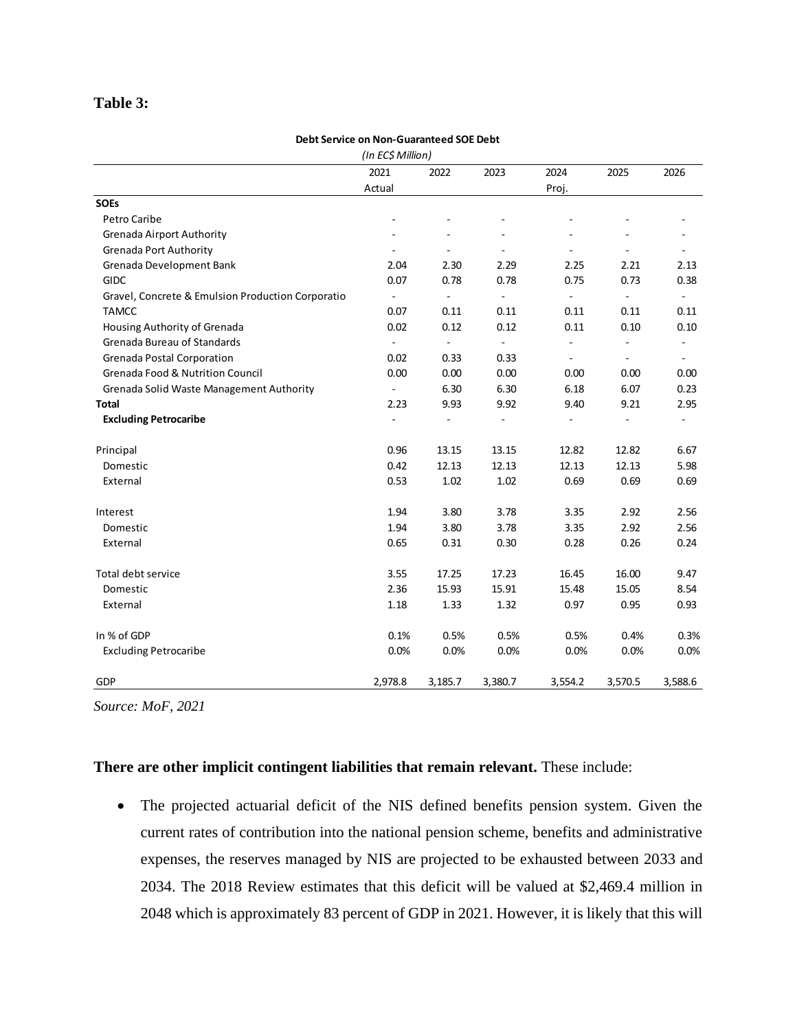**Table 3:**

| Debt Service on Non-Guaranteed SOE Debt *(In EC$ Million)* | 2021 | 2022 | 2023 | 2024 | 2025 | 2026 |
|---|---|---|---|---|---|---|
| | Actual | | | Proj. | | |
| **SOEs** | | | | | | |
| Petro Caribe | - | - | - | - | - | - |
| Grenada Airport Authority | - | - | - | - | - | - |
| Grenada Port Authority | - | - | - | - | - | - |
| Grenada Development Bank | 2.04 | 2.30 | 2.29 | 2.25 | 2.21 | 2.13 |
| GIDC | 0.07 | 0.78 | 0.78 | 0.75 | 0.73 | 0.38 |
| Gravel, Concrete & Emulsion Production Corporatio | - | - | - | - | - | - |
| TAMCC | 0.07 | 0.11 | 0.11 | 0.11 | 0.11 | 0.11 |
| Housing Authority of Grenada | 0.02 | 0.12 | 0.12 | 0.11 | 0.10 | 0.10 |
| Grenada Bureau of Standards | - | - | - | - | - | - |
| Grenada Postal Corporation | 0.02 | 0.33 | 0.33 | - | - | - |
| Grenada Food & Nutrition Council | 0.00 | 0.00 | 0.00 | 0.00 | 0.00 | 0.00 |
| Grenada Solid Waste Management Authority | - | 6.30 | 6.30 | 6.18 | 6.07 | 0.23 |
| **Total** | 2.23 | 9.93 | 9.92 | 9.40 | 9.21 | 2.95 |
| **Excluding Petrocaribe** | - | - | - | - | - | - |
| | | | | | | |
| Principal | 0.96 | 13.15 | 13.15 | 12.82 | 12.82 | 6.67 |
| Domestic | 0.42 | 12.13 | 12.13 | 12.13 | 12.13 | 5.98 |
| External | 0.53 | 1.02 | 1.02 | 0.69 | 0.69 | 0.69 |
| | | | | | | |
| Interest | 1.94 | 3.80 | 3.78 | 3.35 | 2.92 | 2.56 |
| Domestic | 1.94 | 3.80 | 3.78 | 3.35 | 2.92 | 2.56 |
| External | 0.65 | 0.31 | 0.30 | 0.28 | 0.26 | 0.24 |
| | | | | | | |
| Total debt service | 3.55 | 17.25 | 17.23 | 16.45 | 16.00 | 9.47 |
| Domestic | 2.36 | 15.93 | 15.91 | 15.48 | 15.05 | 8.54 |
| External | 1.18 | 1.33 | 1.32 | 0.97 | 0.95 | 0.93 |
| | | | | | | |
| In % of GDP | 0.1% | 0.5% | 0.5% | 0.5% | 0.4% | 0.3% |
| Excluding Petrocaribe | 0.0% | 0.0% | 0.0% | 0.0% | 0.0% | 0.0% |
| | | | | | | |
| GDP | 2,978.8 | 3,185.7 | 3,380.7 | 3,554.2 | 3,570.5 | 3,588.6 |

*Source: MoF, 2021*

**There are other implicit contingent liabilities that remain relevant.** These include:

- The projected actuarial deficit of the NIS defined benefits pension system. Given the current rates of contribution into the national pension scheme, benefits and administrative expenses, the reserves managed by NIS are projected to be exhausted between 2033 and 2034. The 2018 Review estimates that this deficit will be valued at $2,469.4 million in 2048 which is approximately 83 percent of GDP in 2021. However, it is likely that this will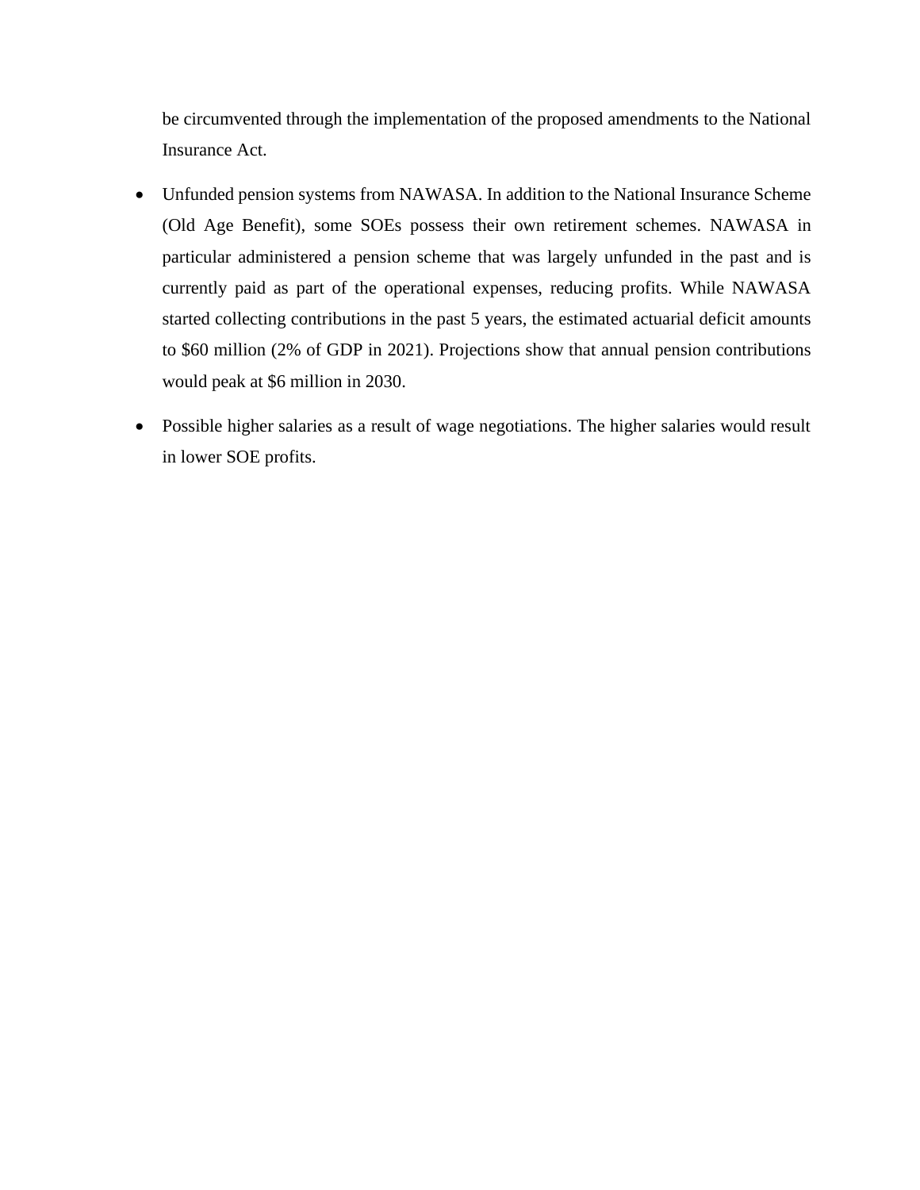be circumvented through the implementation of the proposed amendments to the National Insurance Act.

- Unfunded pension systems from NAWASA. In addition to the National Insurance Scheme (Old Age Benefit), some SOEs possess their own retirement schemes. NAWASA in particular administered a pension scheme that was largely unfunded in the past and is currently paid as part of the operational expenses, reducing profits. While NAWASA started collecting contributions in the past 5 years, the estimated actuarial deficit amounts to $60 million (2% of GDP in 2021). Projections show that annual pension contributions would peak at $6 million in 2030.
- Possible higher salaries as a result of wage negotiations. The higher salaries would result in lower SOE profits.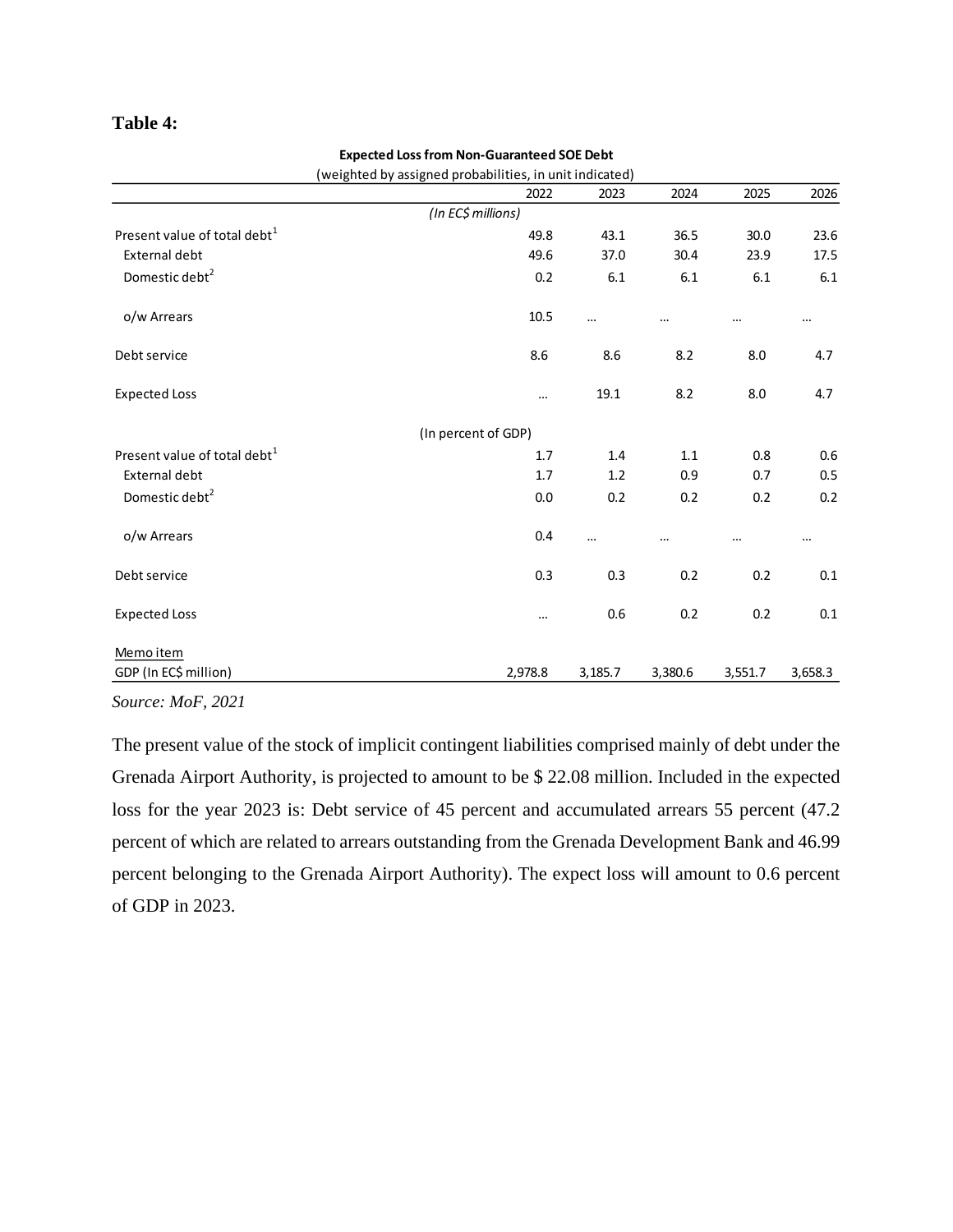**Table 4:**

**Expected Loss from Non-Guaranteed SOE Debt**
(weighted by assigned probabilities, in unit indicated)

| | 2022 | 2023 | 2024 | 2025 | 2026 |
|---|---|---|---|---|---|
| *(In EC$ millions)* | | | | | |
| Present value of total debt[1] | 49.8 | 43.1 | 36.5 | 30.0 | 23.6 |
| External debt | 49.6 | 37.0 | 30.4 | 23.9 | 17.5 |
| Domestic debt[2] | 0.2 | 6.1 | 6.1 | 6.1 | 6.1 |
| o/w Arrears | 10.5 | … | … | … | … |
| Debt service | 8.6 | 8.6 | 8.2 | 8.0 | 4.7 |
| Expected Loss | … | 19.1 | 8.2 | 8.0 | 4.7 |
| (In percent of GDP) | | | | | |
| Present value of total debt[1] | 1.7 | 1.4 | 1.1 | 0.8 | 0.6 |
| External debt | 1.7 | 1.2 | 0.9 | 0.7 | 0.5 |
| Domestic debt[2] | 0.0 | 0.2 | 0.2 | 0.2 | 0.2 |
| o/w Arrears | 0.4 | … | … | … | … |
| Debt service | 0.3 | 0.3 | 0.2 | 0.2 | 0.1 |
| Expected Loss | … | 0.6 | 0.2 | 0.2 | 0.1 |
| Memo item | | | | | |
| GDP (In EC$ million) | 2,978.8 | 3,185.7 | 3,380.6 | 3,551.7 | 3,658.3 |

*Source: MoF, 2021*

The present value of the stock of implicit contingent liabilities comprised mainly of debt under the Grenada Airport Authority, is projected to amount to be $ 22.08 million. Included in the expected loss for the year 2023 is: Debt service of 45 percent and accumulated arrears 55 percent (47.2 percent of which are related to arrears outstanding from the Grenada Development Bank and 46.99 percent belonging to the Grenada Airport Authority). The expect loss will amount to 0.6 percent of GDP in 2023.